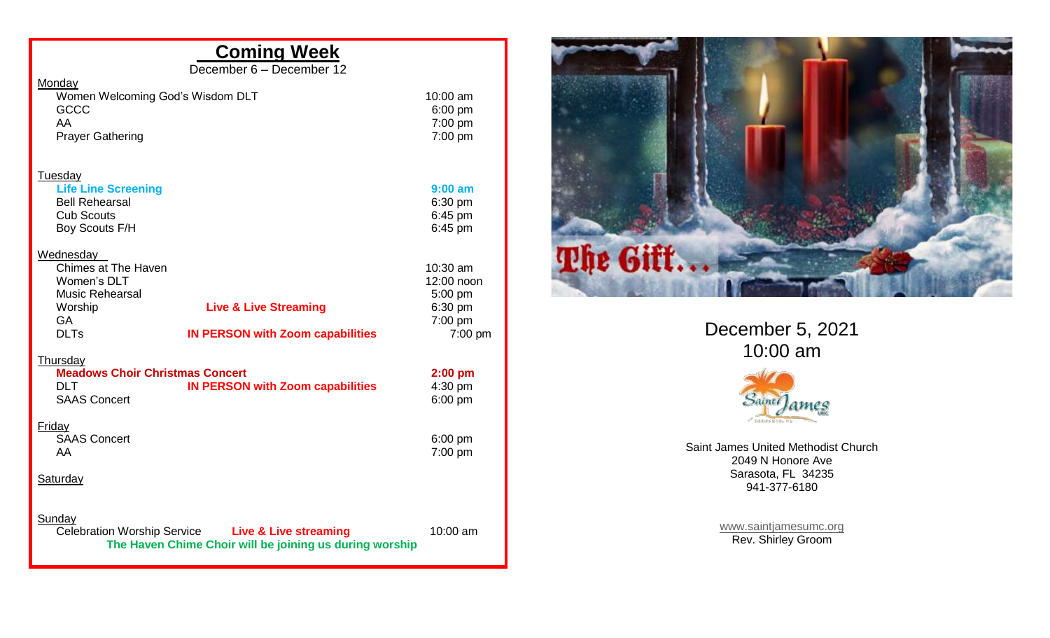## Coming Week

December 6 – December 12

**Monday**

| | | |
|---|---|---|
| Women Welcoming God's Wisdom DLT | | 10:00 am |
| GCCC | | 6:00 pm |
| AA | | 7:00 pm |
| Prayer Gathering | | 7:00 pm |

**Tuesday**

| | | |
|---|---|---|
| **Life Line Screening** | | **9:00 am** |
| Bell Rehearsal | | 6:30 pm |
| Cub Scouts | | 6:45 pm |
| Boy Scouts F/H | | 6:45 pm |

**Wednesday**

| | | |
|---|---|---|
| Chimes at The Haven | | 10:30 am |
| Women's DLT | | 12:00 noon |
| Music Rehearsal | | 5:00 pm |
| Worship | **Live & Live Streaming** | 6:30 pm |
| GA | | 7:00 pm |
| DLTs | **IN PERSON with Zoom capabilities** | 7:00 pm |

**Thursday**

| | | |
|---|---|---|
| **Meadows Choir Christmas Concert** | | **2:00 pm** |
| DLT | **IN PERSON with Zoom capabilities** | 4:30 pm |
| SAAS Concert | | 6:00 pm |

**Friday**

| | | |
|---|---|---|
| SAAS Concert | | 6:00 pm |
| AA | | 7:00 pm |

**Saturday**

**Sunday**

| | | |
|---|---|---|
| Celebration Worship Service | **Live & Live streaming** | 10:00 am |

**The Haven Chime Choir will be joining us during worship**

The Gift...

December 5, 2021
10:00 am

Saint James

Saint James United Methodist Church
2049 N Honore Ave
Sarasota, FL 34235
941-377-6180

www.saintjamesumc.org
Rev. Shirley Groom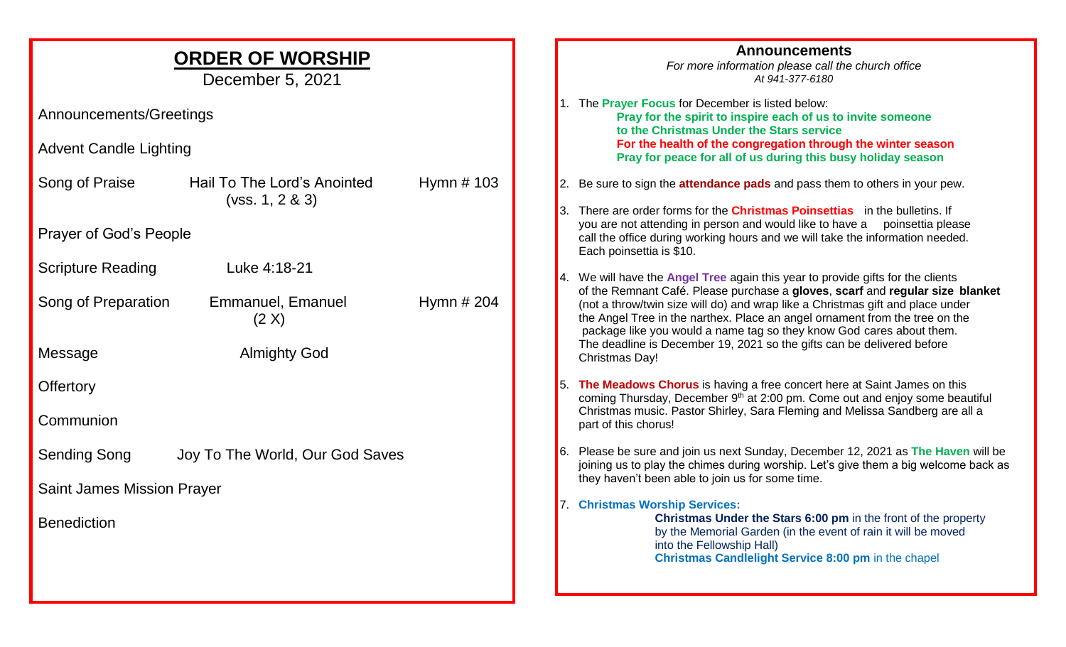## ORDER OF WORSHIP

December 5, 2021

Announcements/Greetings

Advent Candle Lighting

Song of Praise — Hail To The Lord's Anointed (vss. 1, 2 & 3) — Hymn # 103

Prayer of God's People

Scripture Reading — Luke 4:18-21

Song of Preparation — Emmanuel, Emanuel (2 X) — Hymn # 204

Message — Almighty God

Offertory

Communion

Sending Song — Joy To The World, Our God Saves

Saint James Mission Prayer

Benediction

## Announcements

*For more information please call the church office*
*At 941-377-6180*

1. The **Prayer Focus** for December is listed below:
   - **Pray for the spirit to inspire each of us to invite someone to the Christmas Under the Stars service**
   - **For the health of the congregation through the winter season**
   - **Pray for peace for all of us during this busy holiday season**

2. Be sure to sign the **attendance pads** and pass them to others in your pew.

3. There are order forms for the **Christmas Poinsettias** in the bulletins. If you are not attending in person and would like to have a poinsettia please call the office during working hours and we will take the information needed. Each poinsettia is $10.

4. We will have the **Angel Tree** again this year to provide gifts for the clients of the Remnant Café. Please purchase a **gloves**, **scarf** and **regular size blanket** (not a throw/twin size will do) and wrap like a Christmas gift and place under the Angel Tree in the narthex. Place an angel ornament from the tree on the package like you would a name tag so they know God cares about them. The deadline is December 19, 2021 so the gifts can be delivered before Christmas Day!

5. **The Meadows Chorus** is having a free concert here at Saint James on this coming Thursday, December 9th at 2:00 pm. Come out and enjoy some beautiful Christmas music. Pastor Shirley, Sara Fleming and Melissa Sandberg are all a part of this chorus!

6. Please be sure and join us next Sunday, December 12, 2021 as **The Haven** will be joining us to play the chimes during worship. Let's give them a big welcome back as they haven't been able to join us for some time.

7. **Christmas Worship Services:**
   - **Christmas Under the Stars 6:00 pm** in the front of the property by the Memorial Garden (in the event of rain it will be moved into the Fellowship Hall)
   - **Christmas Candlelight Service 8:00 pm** in the chapel